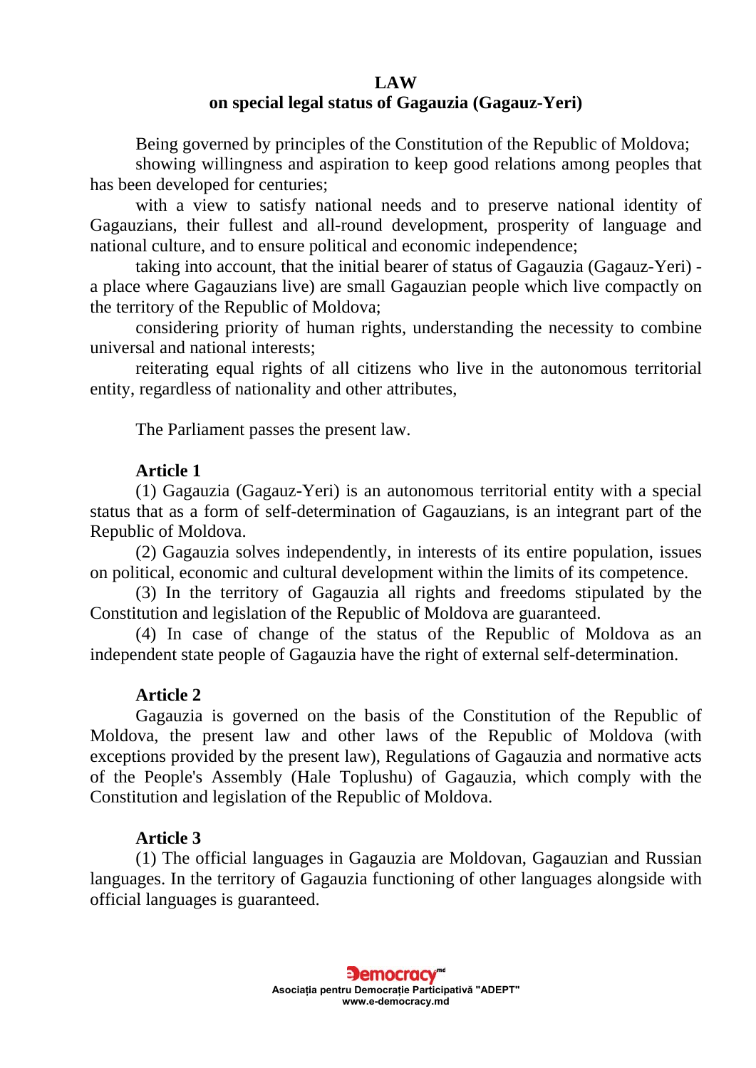# LAW
## on special legal status of Gagauzia (Gagauz-Yeri)

Being governed by principles of the Constitution of the Republic of Moldova;

showing willingness and aspiration to keep good relations among peoples that has been developed for centuries;

with a view to satisfy national needs and to preserve national identity of Gagauzians, their fullest and all-round development, prosperity of language and national culture, and to ensure political and economic independence;

taking into account, that the initial bearer of status of Gagauzia (Gagauz-Yeri) - a place where Gagauzians live) are small Gagauzian people which live compactly on the territory of the Republic of Moldova;

considering priority of human rights, understanding the necessity to combine universal and national interests;

reiterating equal rights of all citizens who live in the autonomous territorial entity, regardless of nationality and other attributes,

The Parliament passes the present law.

**Article 1**

(1) Gagauzia (Gagauz-Yeri) is an autonomous territorial entity with a special status that as a form of self-determination of Gagauzians, is an integrant part of the Republic of Moldova.

(2) Gagauzia solves independently, in interests of its entire population, issues on political, economic and cultural development within the limits of its competence.

(3) In the territory of Gagauzia all rights and freedoms stipulated by the Constitution and legislation of the Republic of Moldova are guaranteed.

(4) In case of change of the status of the Republic of Moldova as an independent state people of Gagauzia have the right of external self-determination.

**Article 2**

Gagauzia is governed on the basis of the Constitution of the Republic of Moldova, the present law and other laws of the Republic of Moldova (with exceptions provided by the present law), Regulations of Gagauzia and normative acts of the People's Assembly (Hale Toplushu) of Gagauzia, which comply with the Constitution and legislation of the Republic of Moldova.

**Article 3**

(1) The official languages in Gagauzia are Moldovan, Gagauzian and Russian languages. In the territory of Gagauzia functioning of other languages alongside with official languages is guaranteed.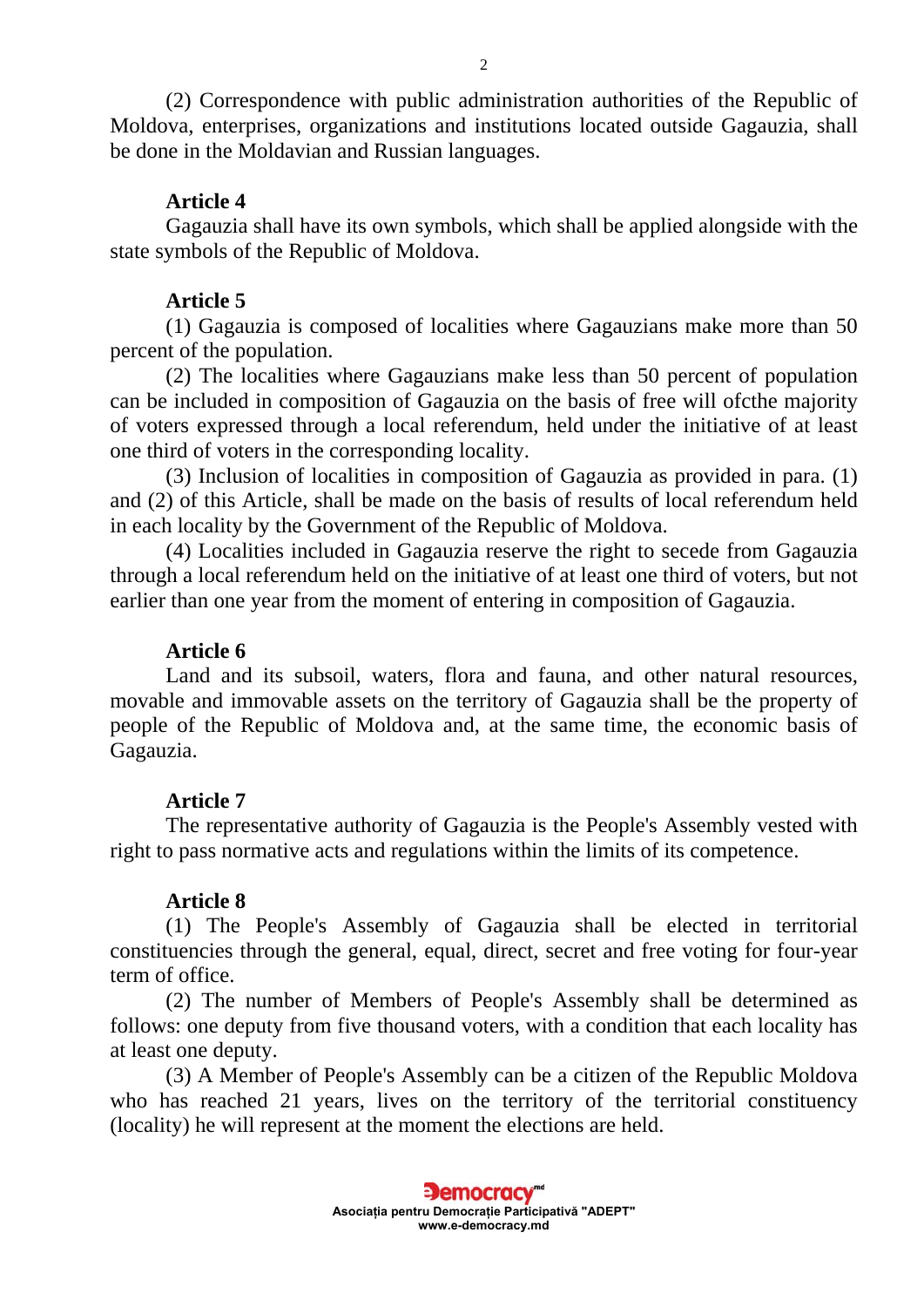(2) Correspondence with public administration authorities of the Republic of Moldova, enterprises, organizations and institutions located outside Gagauzia, shall be done in the Moldavian and Russian languages.

**Article 4**

Gagauzia shall have its own symbols, which shall be applied alongside with the state symbols of the Republic of Moldova.

**Article 5**

(1) Gagauzia is composed of localities where Gagauzians make more than 50 percent of the population.

(2) The localities where Gagauzians make less than 50 percent of population can be included in composition of Gagauzia on the basis of free will ofcthe majority of voters expressed through a local referendum, held under the initiative of at least one third of voters in the corresponding locality.

(3) Inclusion of localities in composition of Gagauzia as provided in para. (1) and (2) of this Article, shall be made on the basis of results of local referendum held in each locality by the Government of the Republic of Moldova.

(4) Localities included in Gagauzia reserve the right to secede from Gagauzia through a local referendum held on the initiative of at least one third of voters, but not earlier than one year from the moment of entering in composition of Gagauzia.

**Article 6**

Land and its subsoil, waters, flora and fauna, and other natural resources, movable and immovable assets on the territory of Gagauzia shall be the property of people of the Republic of Moldova and, at the same time, the economic basis of Gagauzia.

**Article 7**

The representative authority of Gagauzia is the People's Assembly vested with right to pass normative acts and regulations within the limits of its competence.

**Article 8**

(1) The People's Assembly of Gagauzia shall be elected in territorial constituencies through the general, equal, direct, secret and free voting for four-year term of office.

(2) The number of Members of People's Assembly shall be determined as follows: one deputy from five thousand voters, with a condition that each locality has at least one deputy.

(3) A Member of People's Assembly can be a citizen of the Republic Moldova who has reached 21 years, lives on the territory of the territorial constituency (locality) he will represent at the moment the elections are held.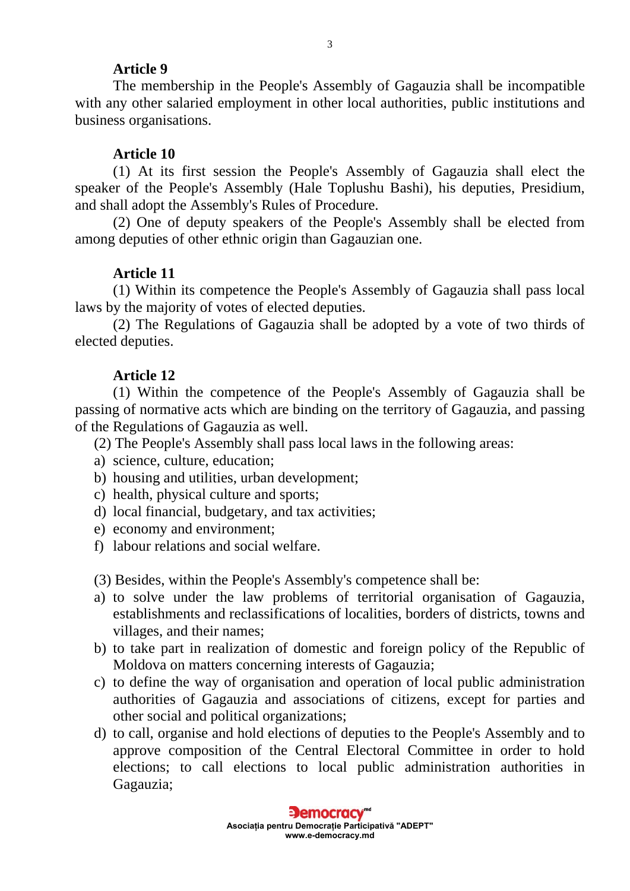**Article 9**

The membership in the People's Assembly of Gagauzia shall be incompatible with any other salaried employment in other local authorities, public institutions and business organisations.

**Article 10**

(1) At its first session the People's Assembly of Gagauzia shall elect the speaker of the People's Assembly (Hale Toplushu Bashi), his deputies, Presidium, and shall adopt the Assembly's Rules of Procedure.

(2) One of deputy speakers of the People's Assembly shall be elected from among deputies of other ethnic origin than Gagauzian one.

**Article 11**

(1) Within its competence the People's Assembly of Gagauzia shall pass local laws by the majority of votes of elected deputies.

(2) The Regulations of Gagauzia shall be adopted by a vote of two thirds of elected deputies.

**Article 12**

(1) Within the competence of the People's Assembly of Gagauzia shall be passing of normative acts which are binding on the territory of Gagauzia, and passing of the Regulations of Gagauzia as well.

(2) The People's Assembly shall pass local laws in the following areas:

a) science, culture, education;
b) housing and utilities, urban development;
c) health, physical culture and sports;
d) local financial, budgetary, and tax activities;
e) economy and environment;
f) labour relations and social welfare.

(3) Besides, within the People's Assembly's competence shall be:

a) to solve under the law problems of territorial organisation of Gagauzia, establishments and reclassifications of localities, borders of districts, towns and villages, and their names;
b) to take part in realization of domestic and foreign policy of the Republic of Moldova on matters concerning interests of Gagauzia;
c) to define the way of organisation and operation of local public administration authorities of Gagauzia and associations of citizens, except for parties and other social and political organizations;
d) to call, organise and hold elections of deputies to the People's Assembly and to approve composition of the Central Electoral Committee in order to hold elections; to call elections to local public administration authorities in Gagauzia;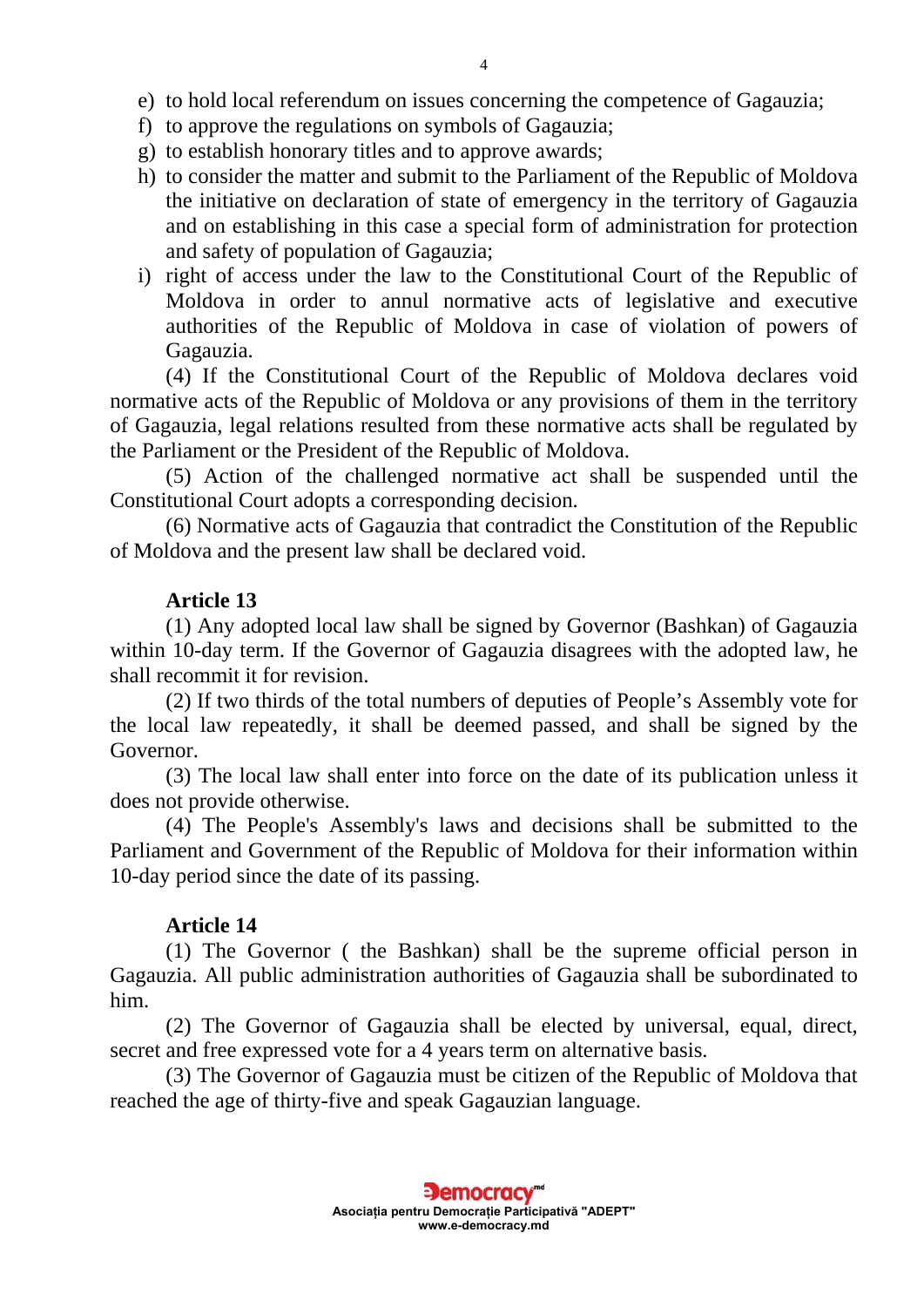e) to hold local referendum on issues concerning the competence of Gagauzia;
f) to approve the regulations on symbols of Gagauzia;
g) to establish honorary titles and to approve awards;
h) to consider the matter and submit to the Parliament of the Republic of Moldova the initiative on declaration of state of emergency in the territory of Gagauzia and on establishing in this case a special form of administration for protection and safety of population of Gagauzia;
i) right of access under the law to the Constitutional Court of the Republic of Moldova in order to annul normative acts of legislative and executive authorities of the Republic of Moldova in case of violation of powers of Gagauzia.

(4) If the Constitutional Court of the Republic of Moldova declares void normative acts of the Republic of Moldova or any provisions of them in the territory of Gagauzia, legal relations resulted from these normative acts shall be regulated by the Parliament or the President of the Republic of Moldova.

(5) Action of the challenged normative act shall be suspended until the Constitutional Court adopts a corresponding decision.

(6) Normative acts of Gagauzia that contradict the Constitution of the Republic of Moldova and the present law shall be declared void.

### Article 13

(1) Any adopted local law shall be signed by Governor (Bashkan) of Gagauzia within 10-day term. If the Governor of Gagauzia disagrees with the adopted law, he shall recommit it for revision.

(2) If two thirds of the total numbers of deputies of People's Assembly vote for the local law repeatedly, it shall be deemed passed, and shall be signed by the Governor.

(3) The local law shall enter into force on the date of its publication unless it does not provide otherwise.

(4) The People's Assembly's laws and decisions shall be submitted to the Parliament and Government of the Republic of Moldova for their information within 10-day period since the date of its passing.

### Article 14

(1) The Governor ( the Bashkan) shall be the supreme official person in Gagauzia. All public administration authorities of Gagauzia shall be subordinated to him.

(2) The Governor of Gagauzia shall be elected by universal, equal, direct, secret and free expressed vote for a 4 years term on alternative basis.

(3) The Governor of Gagauzia must be citizen of the Republic of Moldova that reached the age of thirty-five and speak Gagauzian language.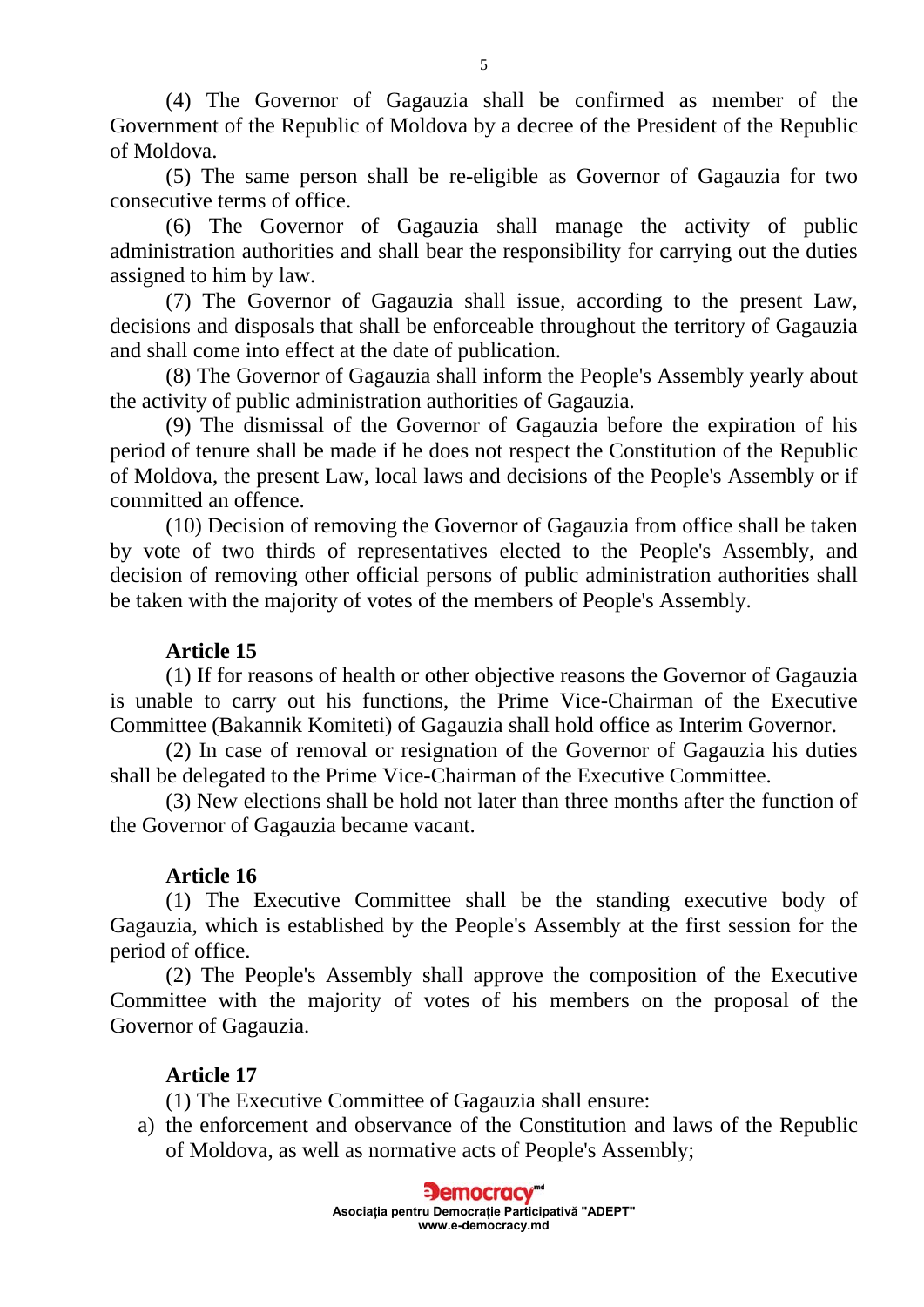(4) The Governor of Gagauzia shall be confirmed as member of the Government of the Republic of Moldova by a decree of the President of the Republic of Moldova.

(5) The same person shall be re-eligible as Governor of Gagauzia for two consecutive terms of office.

(6) The Governor of Gagauzia shall manage the activity of public administration authorities and shall bear the responsibility for carrying out the duties assigned to him by law.

(7) The Governor of Gagauzia shall issue, according to the present Law, decisions and disposals that shall be enforceable throughout the territory of Gagauzia and shall come into effect at the date of publication.

(8) The Governor of Gagauzia shall inform the People's Assembly yearly about the activity of public administration authorities of Gagauzia.

(9) The dismissal of the Governor of Gagauzia before the expiration of his period of tenure shall be made if he does not respect the Constitution of the Republic of Moldova, the present Law, local laws and decisions of the People's Assembly or if committed an offence.

(10) Decision of removing the Governor of Gagauzia from office shall be taken by vote of two thirds of representatives elected to the People's Assembly, and decision of removing other official persons of public administration authorities shall be taken with the majority of votes of the members of People's Assembly.

**Article 15**

(1) If for reasons of health or other objective reasons the Governor of Gagauzia is unable to carry out his functions, the Prime Vice-Chairman of the Executive Committee (Bakannik Komiteti) of Gagauzia shall hold office as Interim Governor.

(2) In case of removal or resignation of the Governor of Gagauzia his duties shall be delegated to the Prime Vice-Chairman of the Executive Committee.

(3) New elections shall be hold not later than three months after the function of the Governor of Gagauzia became vacant.

**Article 16**

(1) The Executive Committee shall be the standing executive body of Gagauzia, which is established by the People's Assembly at the first session for the period of office.

(2) The People's Assembly shall approve the composition of the Executive Committee with the majority of votes of his members on the proposal of the Governor of Gagauzia.

**Article 17**

(1) The Executive Committee of Gagauzia shall ensure:

a) the enforcement and observance of the Constitution and laws of the Republic of Moldova, as well as normative acts of People's Assembly;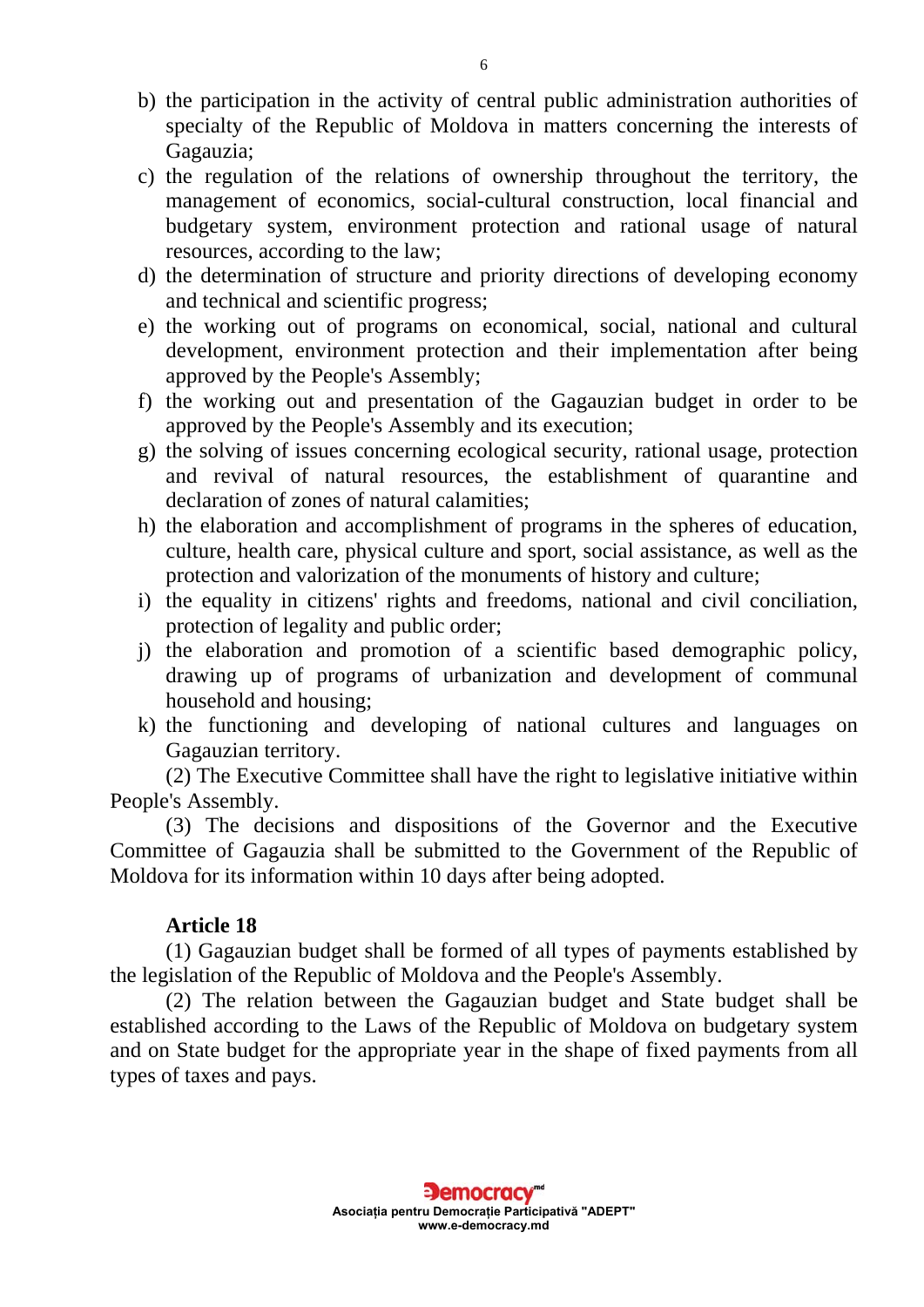b) the participation in the activity of central public administration authorities of specialty of the Republic of Moldova in matters concerning the interests of Gagauzia;
c) the regulation of the relations of ownership throughout the territory, the management of economics, social-cultural construction, local financial and budgetary system, environment protection and rational usage of natural resources, according to the law;
d) the determination of structure and priority directions of developing economy and technical and scientific progress;
e) the working out of programs on economical, social, national and cultural development, environment protection and their implementation after being approved by the People's Assembly;
f) the working out and presentation of the Gagauzian budget in order to be approved by the People's Assembly and its execution;
g) the solving of issues concerning ecological security, rational usage, protection and revival of natural resources, the establishment of quarantine and declaration of zones of natural calamities;
h) the elaboration and accomplishment of programs in the spheres of education, culture, health care, physical culture and sport, social assistance, as well as the protection and valorization of the monuments of history and culture;
i) the equality in citizens' rights and freedoms, national and civil conciliation, protection of legality and public order;
j) the elaboration and promotion of a scientific based demographic policy, drawing up of programs of urbanization and development of communal household and housing;
k) the functioning and developing of national cultures and languages on Gagauzian territory.

(2) The Executive Committee shall have the right to legislative initiative within People's Assembly.

(3) The decisions and dispositions of the Governor and the Executive Committee of Gagauzia shall be submitted to the Government of the Republic of Moldova for its information within 10 days after being adopted.

**Article 18**

(1) Gagauzian budget shall be formed of all types of payments established by the legislation of the Republic of Moldova and the People's Assembly.

(2) The relation between the Gagauzian budget and State budget shall be established according to the Laws of the Republic of Moldova on budgetary system and on State budget for the appropriate year in the shape of fixed payments from all types of taxes and pays.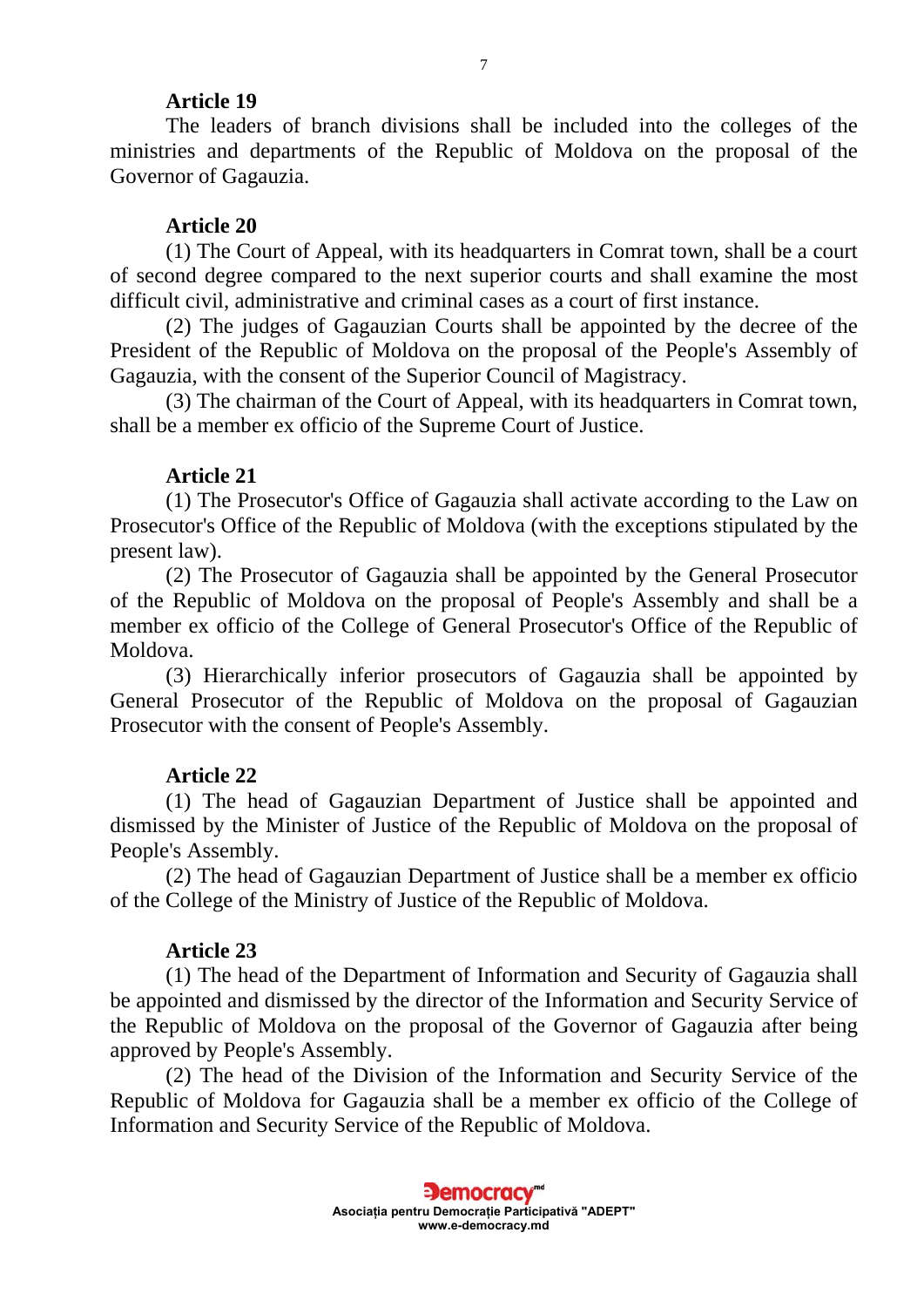**Article 19**

The leaders of branch divisions shall be included into the colleges of the ministries and departments of the Republic of Moldova on the proposal of the Governor of Gagauzia.

**Article 20**

(1) The Court of Appeal, with its headquarters in Comrat town, shall be a court of second degree compared to the next superior courts and shall examine the most difficult civil, administrative and criminal cases as a court of first instance.

(2) The judges of Gagauzian Courts shall be appointed by the decree of the President of the Republic of Moldova on the proposal of the People's Assembly of Gagauzia, with the consent of the Superior Council of Magistracy.

(3) The chairman of the Court of Appeal, with its headquarters in Comrat town, shall be a member ex officio of the Supreme Court of Justice.

**Article 21**

(1) The Prosecutor's Office of Gagauzia shall activate according to the Law on Prosecutor's Office of the Republic of Moldova (with the exceptions stipulated by the present law).

(2) The Prosecutor of Gagauzia shall be appointed by the General Prosecutor of the Republic of Moldova on the proposal of People's Assembly and shall be a member ex officio of the College of General Prosecutor's Office of the Republic of Moldova.

(3) Hierarchically inferior prosecutors of Gagauzia shall be appointed by General Prosecutor of the Republic of Moldova on the proposal of Gagauzian Prosecutor with the consent of People's Assembly.

**Article 22**

(1) The head of Gagauzian Department of Justice shall be appointed and dismissed by the Minister of Justice of the Republic of Moldova on the proposal of People's Assembly.

(2) The head of Gagauzian Department of Justice shall be a member ex officio of the College of the Ministry of Justice of the Republic of Moldova.

**Article 23**

(1) The head of the Department of Information and Security of Gagauzia shall be appointed and dismissed by the director of the Information and Security Service of the Republic of Moldova on the proposal of the Governor of Gagauzia after being approved by People's Assembly.

(2) The head of the Division of the Information and Security Service of the Republic of Moldova for Gagauzia shall be a member ex officio of the College of Information and Security Service of the Republic of Moldova.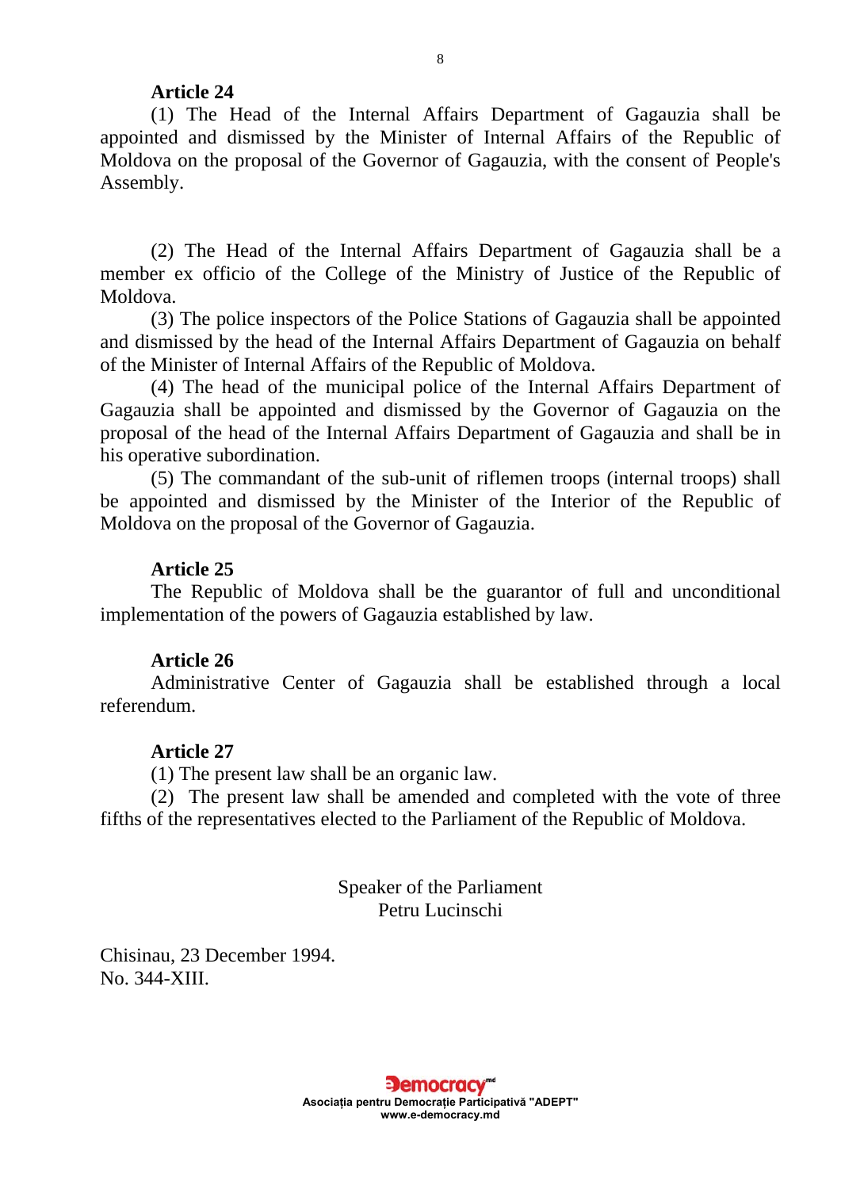**Article 24**

(1) The Head of the Internal Affairs Department of Gagauzia shall be appointed and dismissed by the Minister of Internal Affairs of the Republic of Moldova on the proposal of the Governor of Gagauzia, with the consent of People's Assembly.

(2) The Head of the Internal Affairs Department of Gagauzia shall be a member ex officio of the College of the Ministry of Justice of the Republic of Moldova.

(3) The police inspectors of the Police Stations of Gagauzia shall be appointed and dismissed by the head of the Internal Affairs Department of Gagauzia on behalf of the Minister of Internal Affairs of the Republic of Moldova.

(4) The head of the municipal police of the Internal Affairs Department of Gagauzia shall be appointed and dismissed by the Governor of Gagauzia on the proposal of the head of the Internal Affairs Department of Gagauzia and shall be in his operative subordination.

(5) The commandant of the sub-unit of riflemen troops (internal troops) shall be appointed and dismissed by the Minister of the Interior of the Republic of Moldova on the proposal of the Governor of Gagauzia.

**Article 25**

The Republic of Moldova shall be the guarantor of full and unconditional implementation of the powers of Gagauzia established by law.

**Article 26**

Administrative Center of Gagauzia shall be established through a local referendum.

**Article 27**

(1) The present law shall be an organic law.

(2) The present law shall be amended and completed with the vote of three fifths of the representatives elected to the Parliament of the Republic of Moldova.

Speaker of the Parliament
Petru Lucinschi

Chisinau, 23 December 1994.
No. 344-XIII.